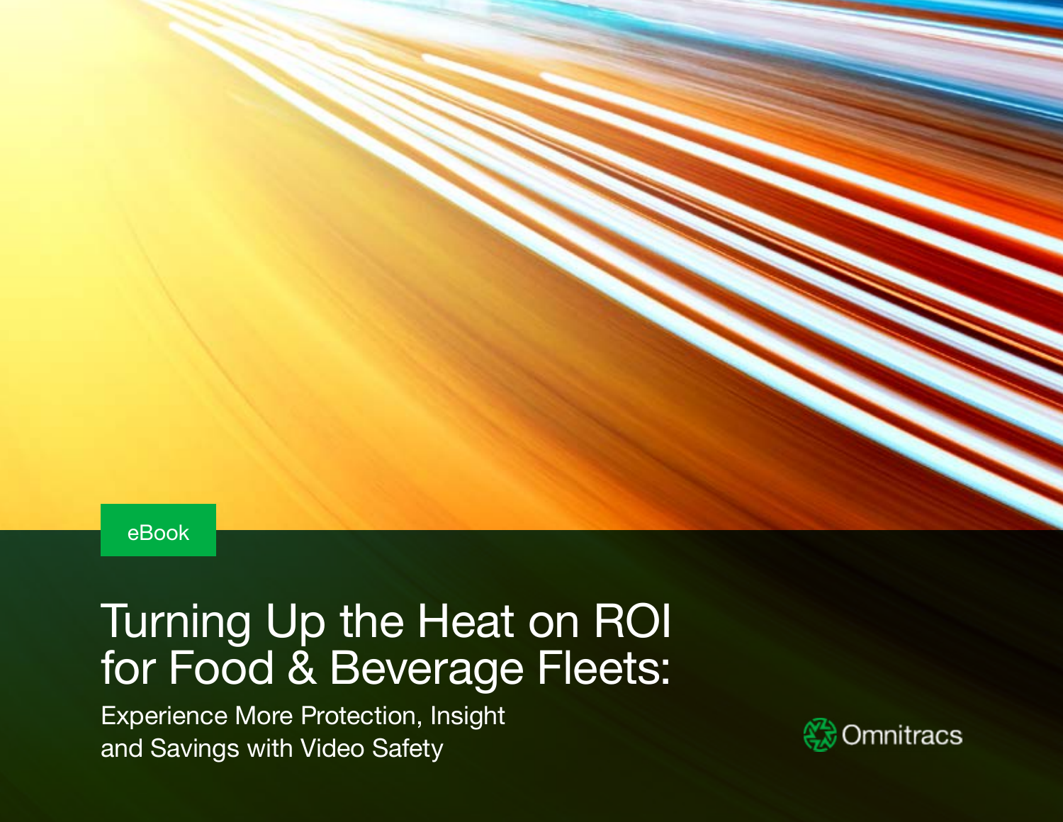eBook

# Turning Up the Heat on ROI for Food & Beverage Fleets:

## Experience More Protection, Insight and Savings with Video Safety

Omnitracs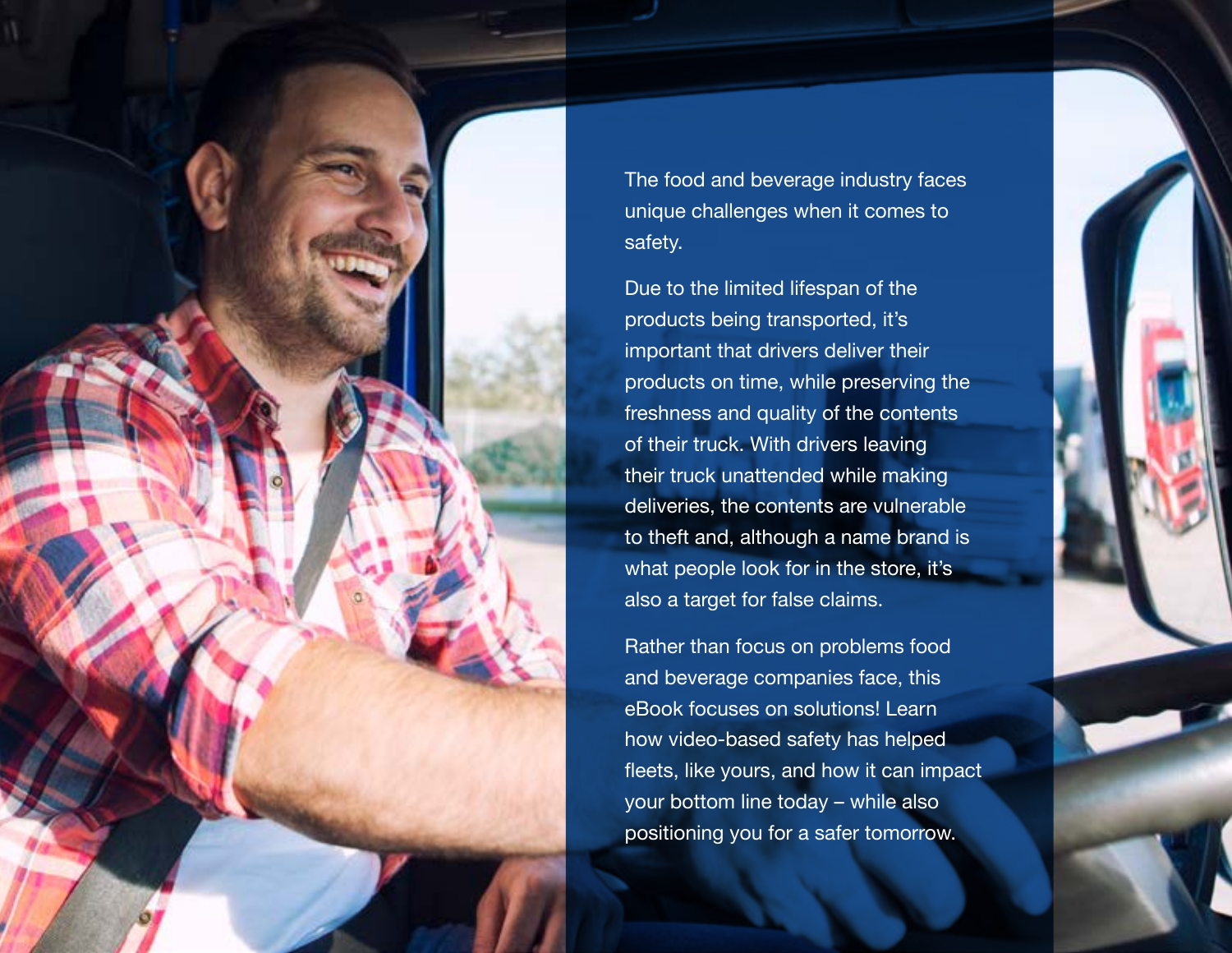The food and beverage industry faces unique challenges when it comes to safety.

Due to the limited lifespan of the products being transported, it's important that drivers deliver their products on time, while preserving the freshness and quality of the contents of their truck. With drivers leaving their truck unattended while making deliveries, the contents are vulnerable to theft and, although a name brand is what people look for in the store, it's also a target for false claims.

Rather than focus on problems food and beverage companies face, this eBook focuses on solutions! Learn how video-based safety has helped fleets, like yours, and how it can impact your bottom line today – while also positioning you for a safer tomorrow.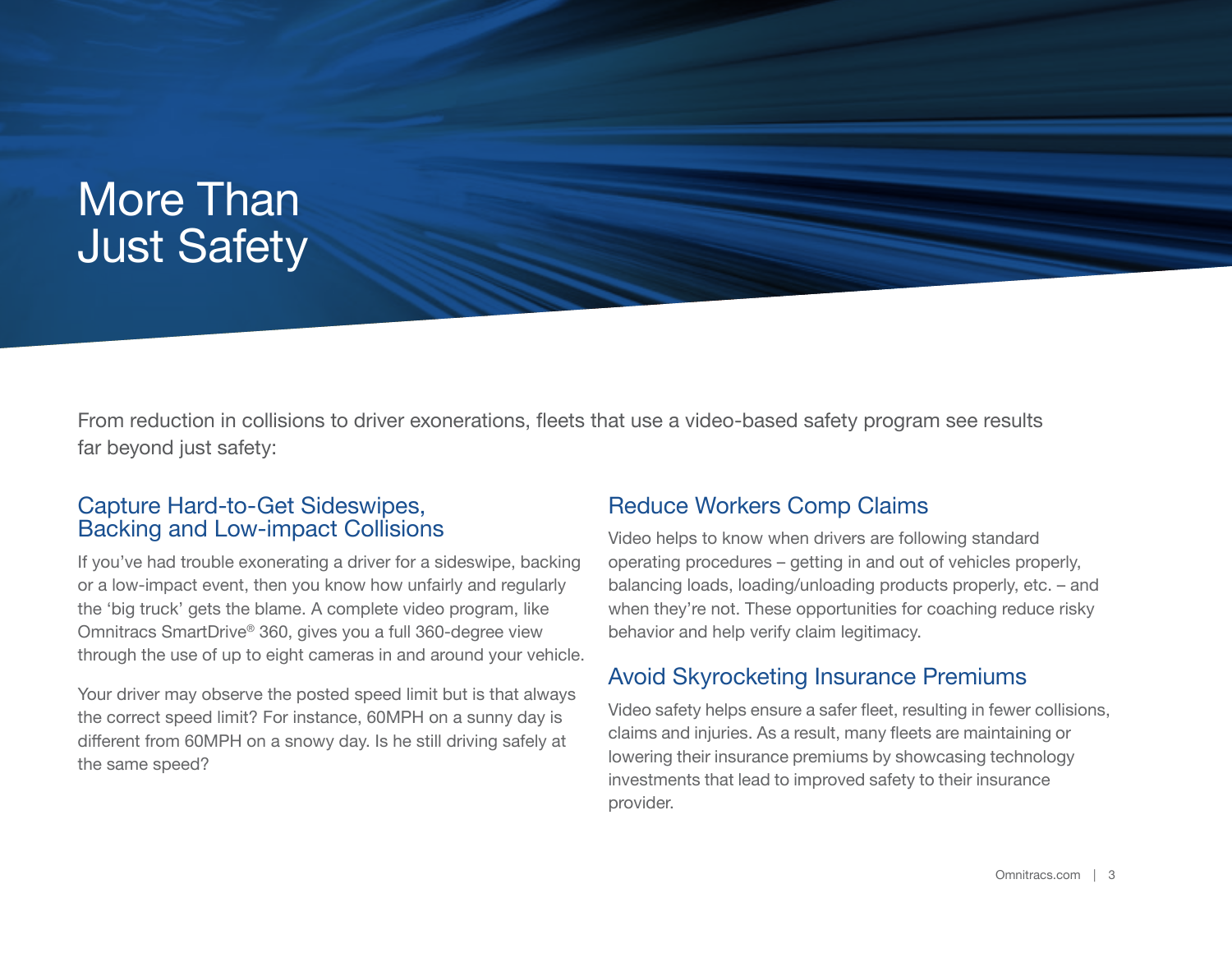# More Than Just Safety

From reduction in collisions to driver exonerations, fleets that use a video-based safety program see results far beyond just safety:

## Capture Hard-to-Get Sideswipes, Backing and Low-impact Collisions

If you've had trouble exonerating a driver for a sideswipe, backing or a low-impact event, then you know how unfairly and regularly the 'big truck' gets the blame. A complete video program, like Omnitracs SmartDrive® 360, gives you a full 360-degree view through the use of up to eight cameras in and around your vehicle.

Your driver may observe the posted speed limit but is that always the correct speed limit? For instance, 60MPH on a sunny day is different from 60MPH on a snowy day. Is he still driving safely at the same speed?

## Reduce Workers Comp Claims

Video helps to know when drivers are following standard operating procedures – getting in and out of vehicles properly, balancing loads, loading/unloading products properly, etc. – and when they're not. These opportunities for coaching reduce risky behavior and help verify claim legitimacy.

## Avoid Skyrocketing Insurance Premiums

Video safety helps ensure a safer fleet, resulting in fewer collisions, claims and injuries. As a result, many fleets are maintaining or lowering their insurance premiums by showcasing technology investments that lead to improved safety to their insurance provider.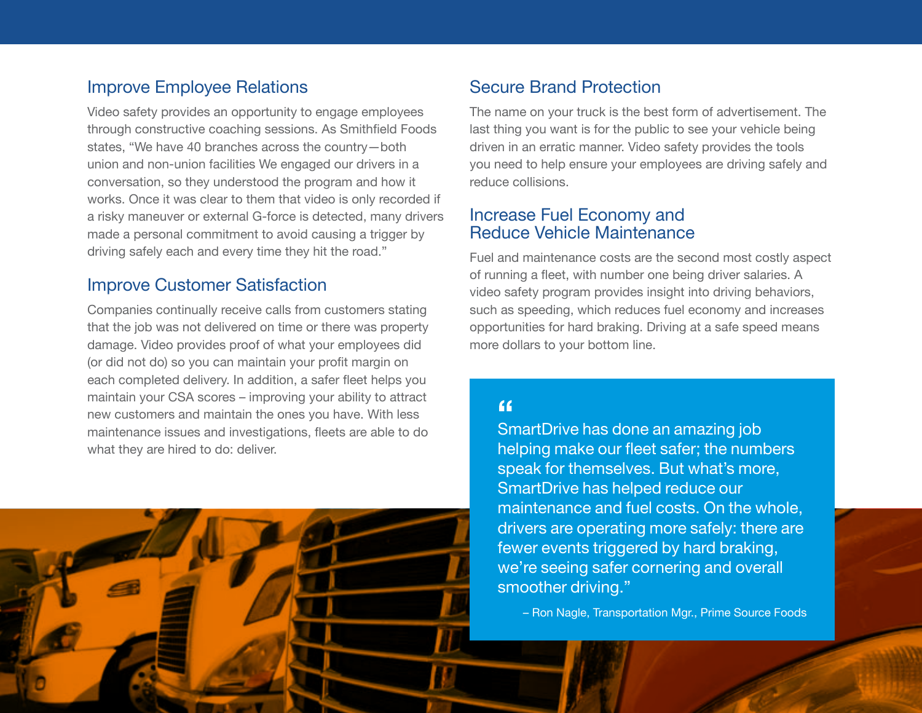## Improve Employee Relations

Video safety provides an opportunity to engage employees through constructive coaching sessions. As Smithfield Foods states, "We have 40 branches across the country—both union and non-union facilities We engaged our drivers in a conversation, so they understood the program and how it works. Once it was clear to them that video is only recorded if a risky maneuver or external G-force is detected, many drivers made a personal commitment to avoid causing a trigger by driving safely each and every time they hit the road."

## Improve Customer Satisfaction

Companies continually receive calls from customers stating that the job was not delivered on time or there was property damage. Video provides proof of what your employees did (or did not do) so you can maintain your profit margin on each completed delivery. In addition, a safer fleet helps you maintain your CSA scores – improving your ability to attract new customers and maintain the ones you have. With less maintenance issues and investigations, fleets are able to do what they are hired to do: deliver.

## Secure Brand Protection

The name on your truck is the best form of advertisement. The last thing you want is for the public to see your vehicle being driven in an erratic manner. Video safety provides the tools you need to help ensure your employees are driving safely and reduce collisions.

## Increase Fuel Economy and Reduce Vehicle Maintenance

Fuel and maintenance costs are the second most costly aspect of running a fleet, with number one being driver salaries. A video safety program provides insight into driving behaviors, such as speeding, which reduces fuel economy and increases opportunities for hard braking. Driving at a safe speed means more dollars to your bottom line.

> "SmartDrive has done an amazing job helping make our fleet safer; the numbers speak for themselves. But what's more, SmartDrive has helped reduce our maintenance and fuel costs. On the whole, drivers are operating more safely: there are fewer events triggered by hard braking, we're seeing safer cornering and overall smoother driving."
>
> – Ron Nagle, Transportation Mgr., Prime Source Foods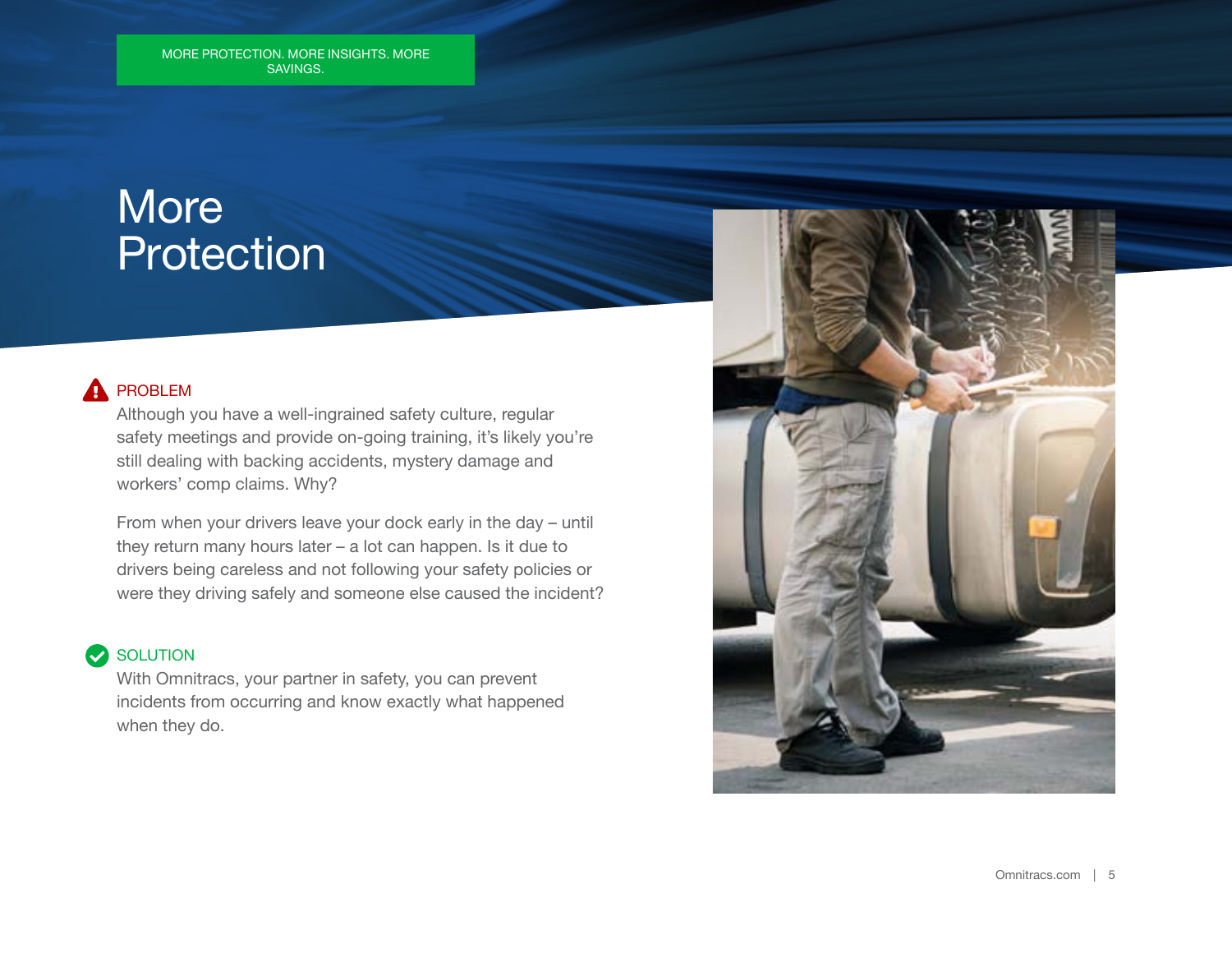MORE PROTECTION. MORE INSIGHTS. MORE SAVINGS.

# More Protection

## PROBLEM

Although you have a well-ingrained safety culture, regular safety meetings and provide on-going training, it's likely you're still dealing with backing accidents, mystery damage and workers' comp claims. Why?

From when your drivers leave your dock early in the day – until they return many hours later – a lot can happen. Is it due to drivers being careless and not following your safety policies or were they driving safely and someone else caused the incident?

## SOLUTION

With Omnitracs, your partner in safety, you can prevent incidents from occurring and know exactly what happened when they do.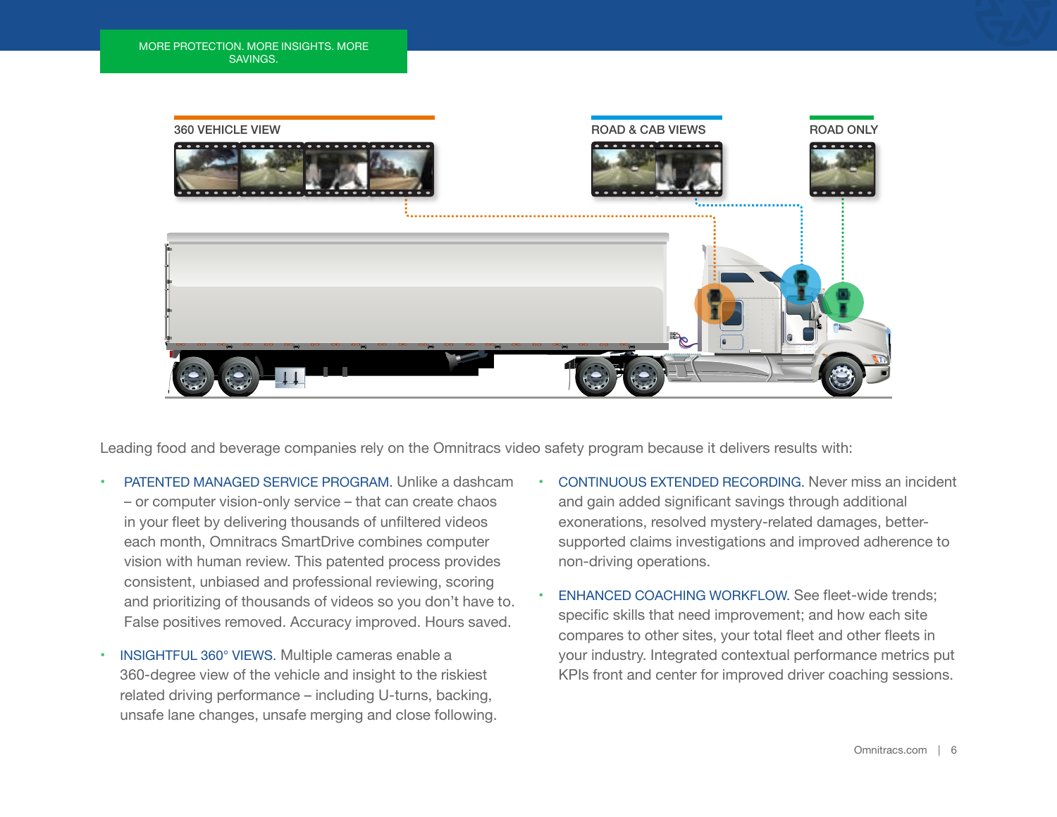MORE PROTECTION. MORE INSIGHTS. MORE SAVINGS.

360 VEHICLE VIEW

ROAD & CAB VIEWS

ROAD ONLY

Leading food and beverage companies rely on the Omnitracs video safety program because it delivers results with:

- PATENTED MANAGED SERVICE PROGRAM. Unlike a dashcam – or computer vision-only service – that can create chaos in your fleet by delivering thousands of unfiltered videos each month, Omnitracs SmartDrive combines computer vision with human review. This patented process provides consistent, unbiased and professional reviewing, scoring and prioritizing of thousands of videos so you don't have to. False positives removed. Accuracy improved. Hours saved.

- INSIGHTFUL 360° VIEWS. Multiple cameras enable a 360-degree view of the vehicle and insight to the riskiest related driving performance – including U-turns, backing, unsafe lane changes, unsafe merging and close following.

- CONTINUOUS EXTENDED RECORDING. Never miss an incident and gain added significant savings through additional exonerations, resolved mystery-related damages, better-supported claims investigations and improved adherence to non-driving operations.

- ENHANCED COACHING WORKFLOW. See fleet-wide trends; specific skills that need improvement; and how each site compares to other sites, your total fleet and other fleets in your industry. Integrated contextual performance metrics put KPIs front and center for improved driver coaching sessions.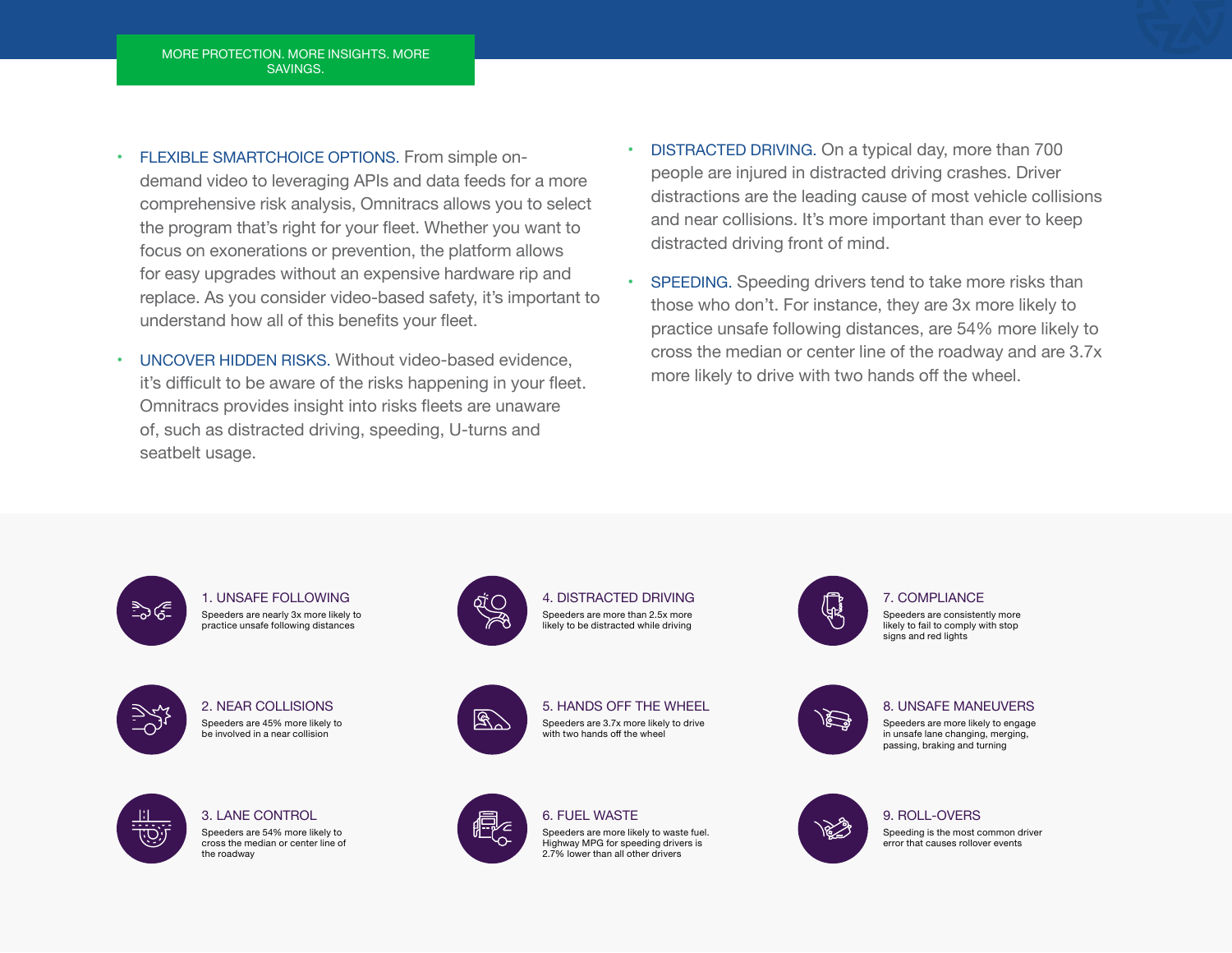MORE PROTECTION. MORE INSIGHTS. MORE SAVINGS.

- FLEXIBLE SMARTCHOICE OPTIONS. From simple on-demand video to leveraging APIs and data feeds for a more comprehensive risk analysis, Omnitracs allows you to select the program that's right for your fleet. Whether you want to focus on exonerations or prevention, the platform allows for easy upgrades without an expensive hardware rip and replace. As you consider video-based safety, it's important to understand how all of this benefits your fleet.
- UNCOVER HIDDEN RISKS. Without video-based evidence, it's difficult to be aware of the risks happening in your fleet. Omnitracs provides insight into risks fleets are unaware of, such as distracted driving, speeding, U-turns and seatbelt usage.
- DISTRACTED DRIVING. On a typical day, more than 700 people are injured in distracted driving crashes. Driver distractions are the leading cause of most vehicle collisions and near collisions. It's more important than ever to keep distracted driving front of mind.
- SPEEDING. Speeding drivers tend to take more risks than those who don't. For instance, they are 3x more likely to practice unsafe following distances, are 54% more likely to cross the median or center line of the roadway and are 3.7x more likely to drive with two hands off the wheel.

### 1. UNSAFE FOLLOWING
Speeders are nearly 3x more likely to practice unsafe following distances

### 2. NEAR COLLISIONS
Speeders are 45% more likely to be involved in a near collision

### 3. LANE CONTROL
Speeders are 54% more likely to cross the median or center line of the roadway

### 4. DISTRACTED DRIVING
Speeders are more than 2.5x more likely to be distracted while driving

### 5. HANDS OFF THE WHEEL
Speeders are 3.7x more likely to drive with two hands off the wheel

### 6. FUEL WASTE
Speeders are more likely to waste fuel. Highway MPG for speeding drivers is 2.7% lower than all other drivers

### 7. COMPLIANCE
Speeders are consistently more likely to fail to comply with stop signs and red lights

### 8. UNSAFE MANEUVERS
Speeders are more likely to engage in unsafe lane changing, merging, passing, braking and turning

### 9. ROLL-OVERS
Speeding is the most common driver error that causes rollover events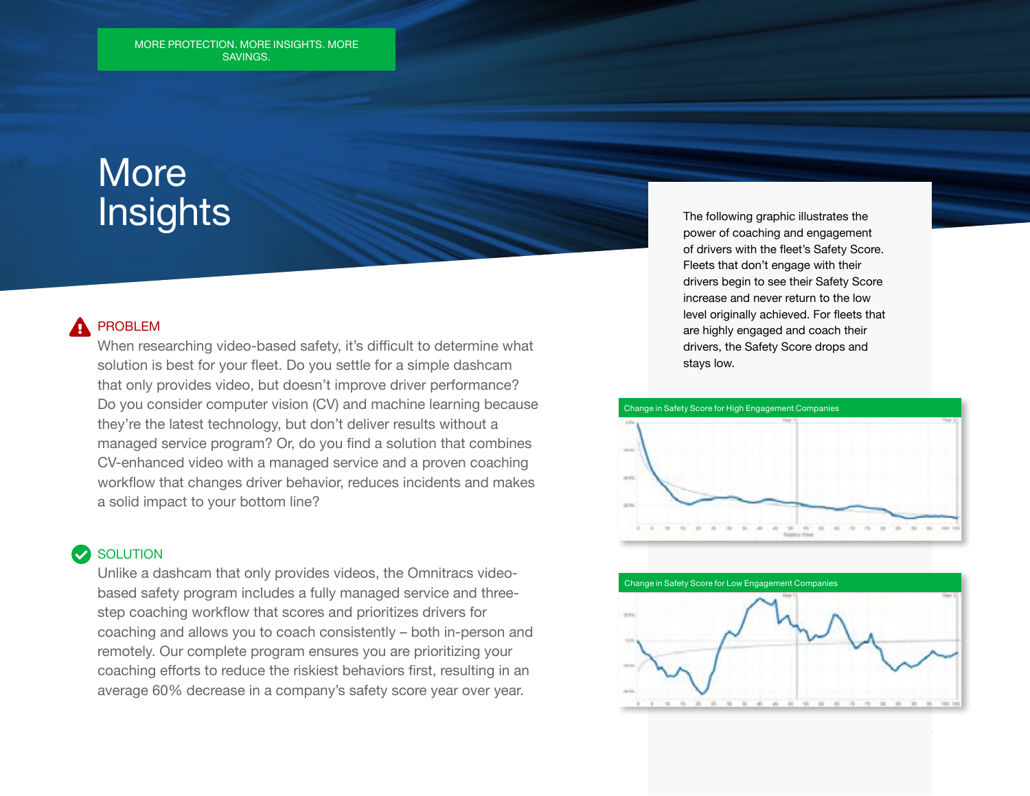MORE PROTECTION. MORE INSIGHTS. MORE SAVINGS.

# More Insights

## PROBLEM

When researching video-based safety, it's difficult to determine what solution is best for your fleet. Do you settle for a simple dashcam that only provides video, but doesn't improve driver performance? Do you consider computer vision (CV) and machine learning because they're the latest technology, but don't deliver results without a managed service program? Or, do you find a solution that combines CV-enhanced video with a managed service and a proven coaching workflow that changes driver behavior, reduces incidents and makes a solid impact to your bottom line?

## SOLUTION

Unlike a dashcam that only provides videos, the Omnitracs video-based safety program includes a fully managed service and three-step coaching workflow that scores and prioritizes drivers for coaching and allows you to coach consistently – both in-person and remotely. Our complete program ensures you are prioritizing your coaching efforts to reduce the riskiest behaviors first, resulting in an average 60% decrease in a company's safety score year over year.

The following graphic illustrates the power of coaching and engagement of drivers with the fleet's Safety Score. Fleets that don't engage with their drivers begin to see their Safety Score increase and never return to the low level originally achieved. For fleets that are highly engaged and coach their drivers, the Safety Score drops and stays low.

Change in Safety Score for High Engagement Companies

Change in Safety Score for Low Engagement Companies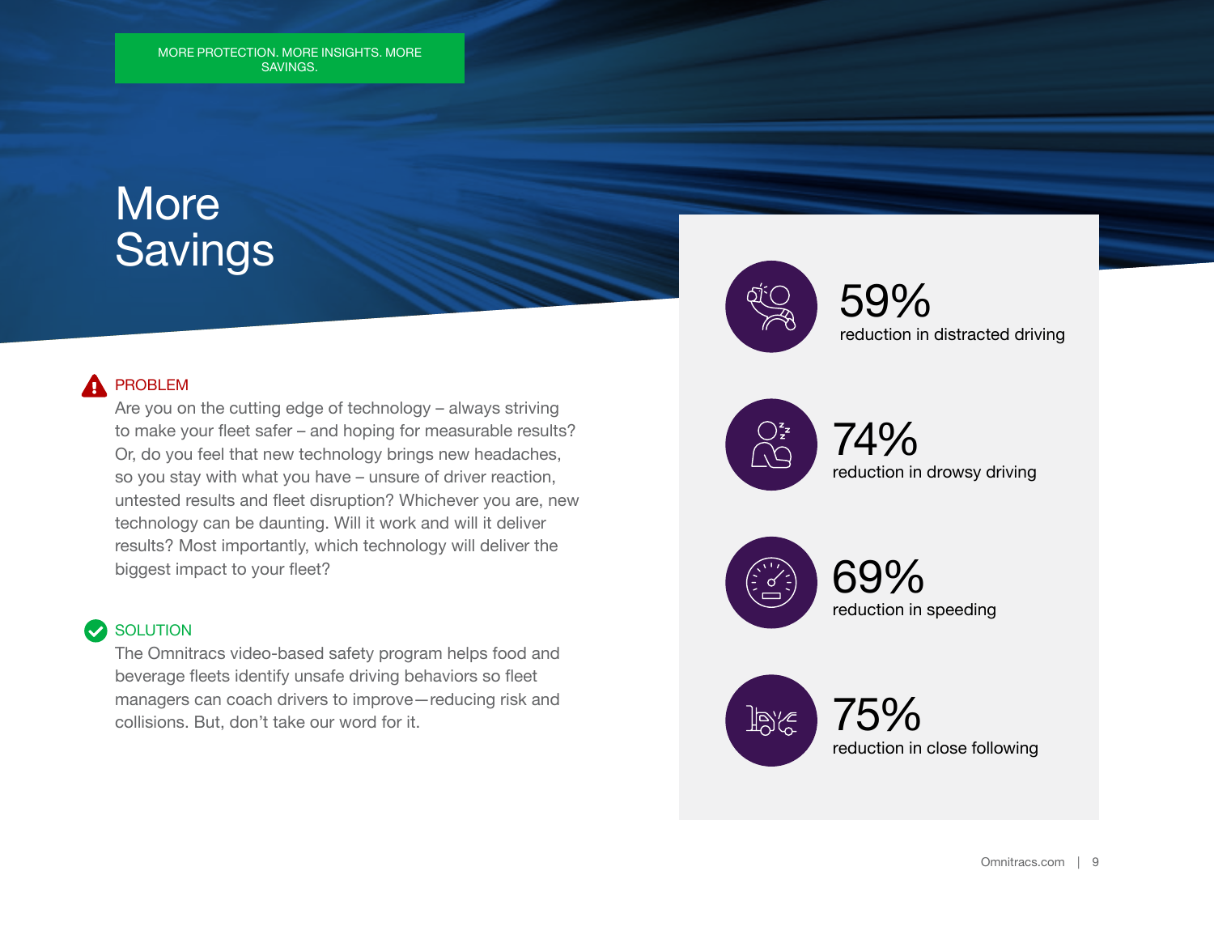MORE PROTECTION. MORE INSIGHTS. MORE SAVINGS.

# More Savings

**PROBLEM**

Are you on the cutting edge of technology – always striving to make your fleet safer – and hoping for measurable results? Or, do you feel that new technology brings new headaches, so you stay with what you have – unsure of driver reaction, untested results and fleet disruption? Whichever you are, new technology can be daunting. Will it work and will it deliver results? Most importantly, which technology will deliver the biggest impact to your fleet?

**SOLUTION**

The Omnitracs video-based safety program helps food and beverage fleets identify unsafe driving behaviors so fleet managers can coach drivers to improve—reducing risk and collisions. But, don't take our word for it.

**59%**
reduction in distracted driving

**74%**
reduction in drowsy driving

**69%**
reduction in speeding

**75%**
reduction in close following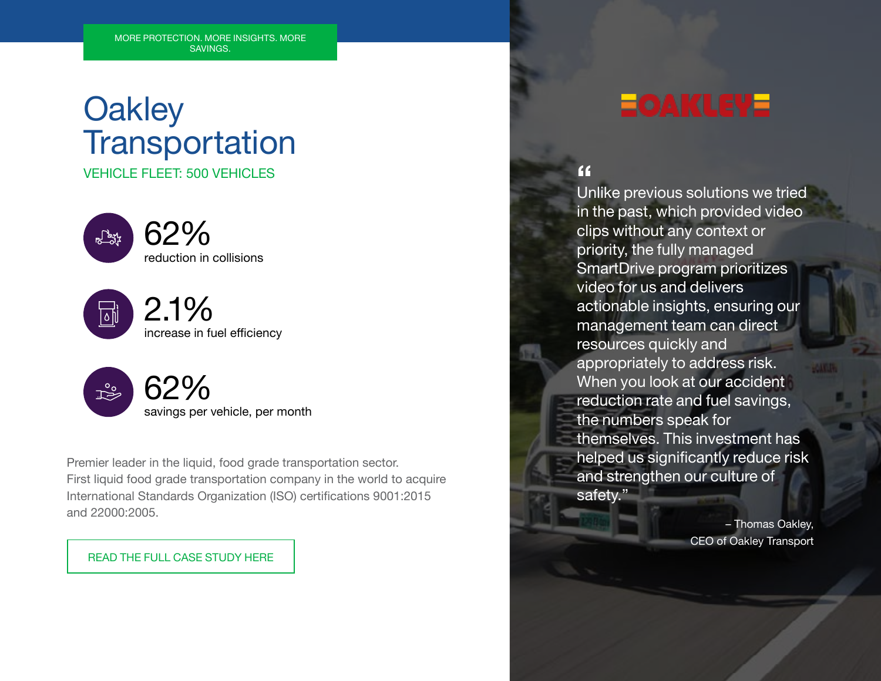MORE PROTECTION. MORE INSIGHTS. MORE SAVINGS.

# Oakley Transportation

VEHICLE FLEET: 500 VEHICLES

**62%**
reduction in collisions

**2.1%**
increase in fuel efficiency

**62%**
savings per vehicle, per month

Premier leader in the liquid, food grade transportation sector.
First liquid food grade transportation company in the world to acquire International Standards Organization (ISO) certifications 9001:2015 and 22000:2005.

READ THE FULL CASE STUDY HERE

OAKLEY

> "Unlike previous solutions we tried in the past, which provided video clips without any context or priority, the fully managed SmartDrive program prioritizes video for us and delivers actionable insights, ensuring our management team can direct resources quickly and appropriately to address risk. When you look at our accident reduction rate and fuel savings, the numbers speak for themselves. This investment has helped us significantly reduce risk and strengthen our culture of safety."

– Thomas Oakley,
CEO of Oakley Transport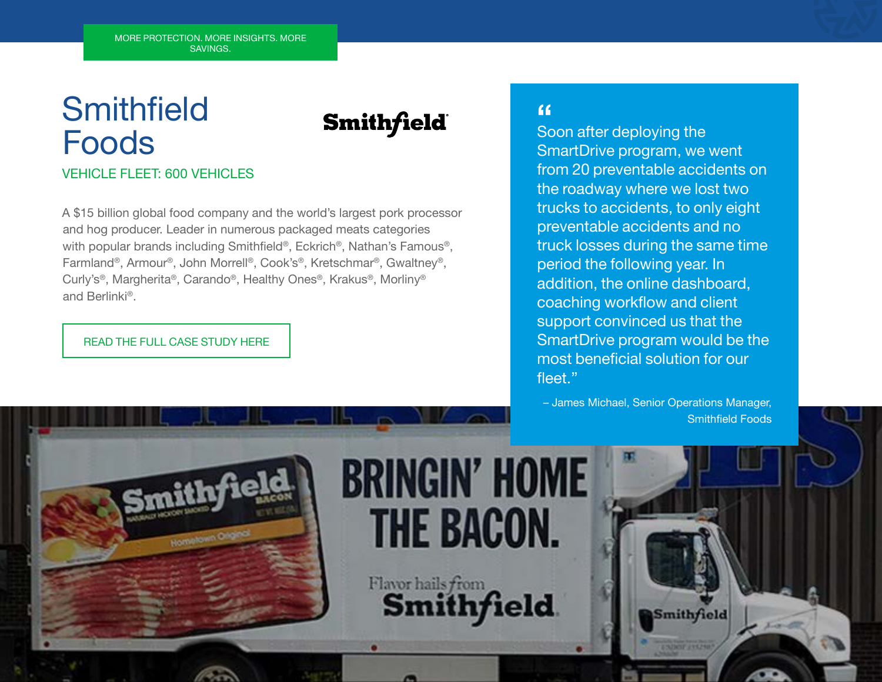MORE PROTECTION. MORE INSIGHTS. MORE SAVINGS.

# Smithfield Foods

VEHICLE FLEET: 600 VEHICLES

A $15 billion global food company and the world's largest pork processor and hog producer. Leader in numerous packaged meats categories with popular brands including Smithfield®, Eckrich®, Nathan's Famous®, Farmland®, Armour®, John Morrell®, Cook's®, Kretschmar®, Gwaltney®, Curly's®, Margherita®, Carando®, Healthy Ones®, Krakus®, Morliny® and Berlinki®.

READ THE FULL CASE STUDY HERE

> "Soon after deploying the SmartDrive program, we went from 20 preventable accidents on the roadway where we lost two trucks to accidents, to only eight preventable accidents and no truck losses during the same time period the following year. In addition, the online dashboard, coaching workflow and client support convinced us that the SmartDrive program would be the most beneficial solution for our fleet."
>
> – James Michael, Senior Operations Manager, Smithfield Foods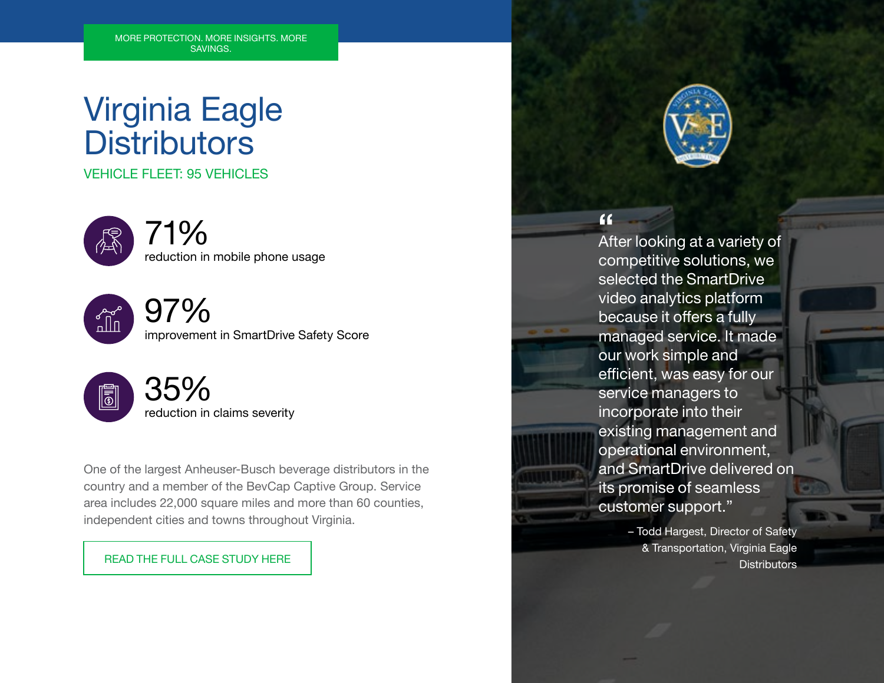MORE PROTECTION. MORE INSIGHTS. MORE SAVINGS.

# Virginia Eagle Distributors

VEHICLE FLEET: 95 VEHICLES

**71%**
reduction in mobile phone usage

**97%**
improvement in SmartDrive Safety Score

**35%**
reduction in claims severity

One of the largest Anheuser-Busch beverage distributors in the country and a member of the BevCap Captive Group. Service area includes 22,000 square miles and more than 60 counties, independent cities and towns throughout Virginia.

READ THE FULL CASE STUDY HERE

"After looking at a variety of competitive solutions, we selected the SmartDrive video analytics platform because it offers a fully managed service. It made our work simple and efficient, was easy for our service managers to incorporate into their existing management and operational environment, and SmartDrive delivered on its promise of seamless customer support."

– Todd Hargest, Director of Safety & Transportation, Virginia Eagle Distributors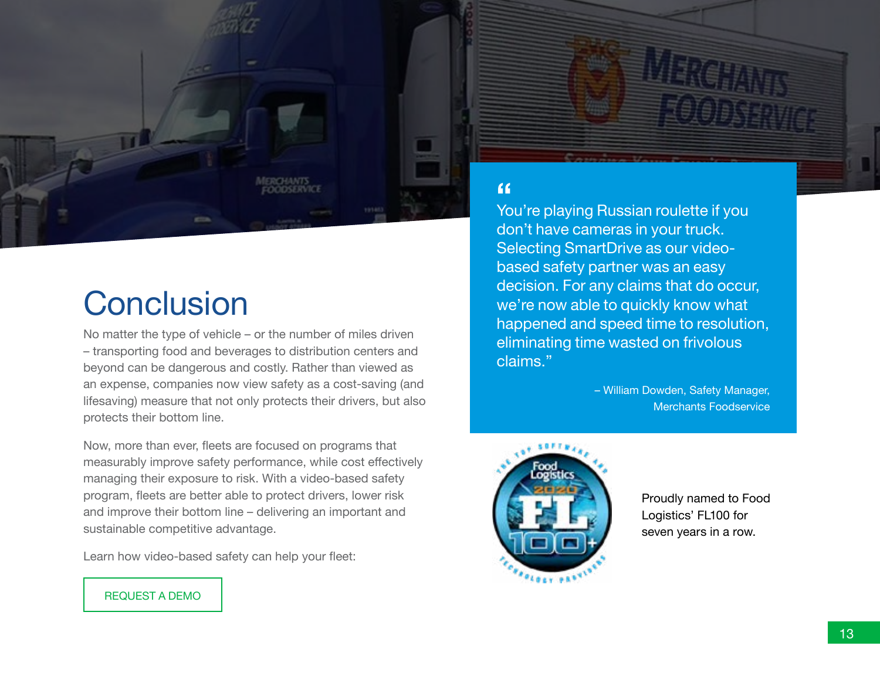# Conclusion

No matter the type of vehicle – or the number of miles driven – transporting food and beverages to distribution centers and beyond can be dangerous and costly. Rather than viewed as an expense, companies now view safety as a cost-saving (and lifesaving) measure that not only protects their drivers, but also protects their bottom line.

Now, more than ever, fleets are focused on programs that measurably improve safety performance, while cost effectively managing their exposure to risk. With a video-based safety program, fleets are better able to protect drivers, lower risk and improve their bottom line – delivering an important and sustainable competitive advantage.

Learn how video-based safety can help your fleet:

REQUEST A DEMO

> "You're playing Russian roulette if you don't have cameras in your truck. Selecting SmartDrive as our video-based safety partner was an easy decision. For any claims that do occur, we're now able to quickly know what happened and speed time to resolution, eliminating time wasted on frivolous claims."
>
> – William Dowden, Safety Manager, Merchants Foodservice

Proudly named to Food Logistics' FL100 for seven years in a row.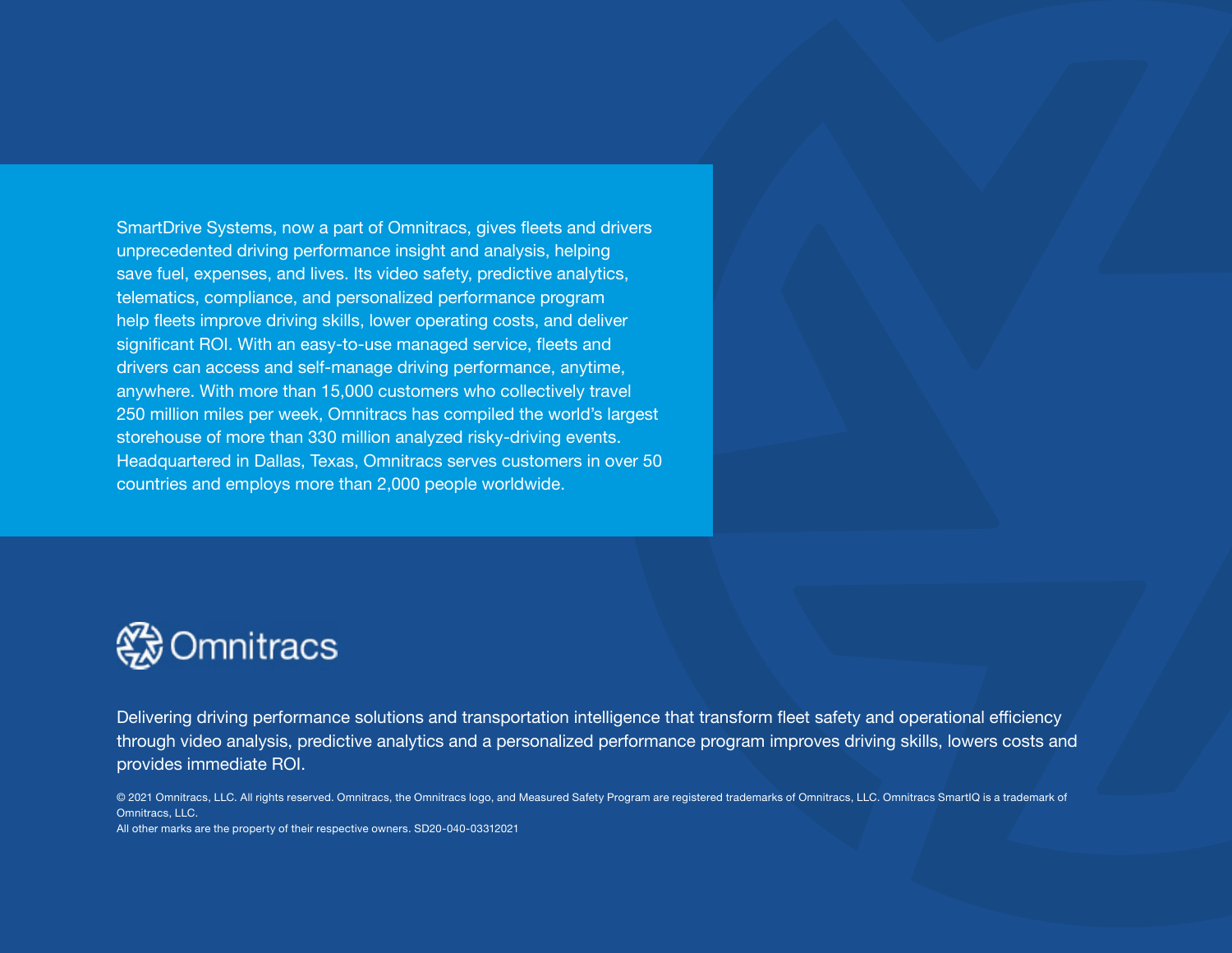SmartDrive Systems, now a part of Omnitracs, gives fleets and drivers unprecedented driving performance insight and analysis, helping save fuel, expenses, and lives. Its video safety, predictive analytics, telematics, compliance, and personalized performance program help fleets improve driving skills, lower operating costs, and deliver significant ROI. With an easy-to-use managed service, fleets and drivers can access and self-manage driving performance, anytime, anywhere. With more than 15,000 customers who collectively travel 250 million miles per week, Omnitracs has compiled the world's largest storehouse of more than 330 million analyzed risky-driving events. Headquartered in Dallas, Texas, Omnitracs serves customers in over 50 countries and employs more than 2,000 people worldwide.

Omnitracs

Delivering driving performance solutions and transportation intelligence that transform fleet safety and operational efficiency through video analysis, predictive analytics and a personalized performance program improves driving skills, lowers costs and provides immediate ROI.

© 2021 Omnitracs, LLC. All rights reserved. Omnitracs, the Omnitracs logo, and Measured Safety Program are registered trademarks of Omnitracs, LLC. Omnitracs SmartIQ is a trademark of Omnitracs, LLC.
All other marks are the property of their respective owners. SD20-040-03312021